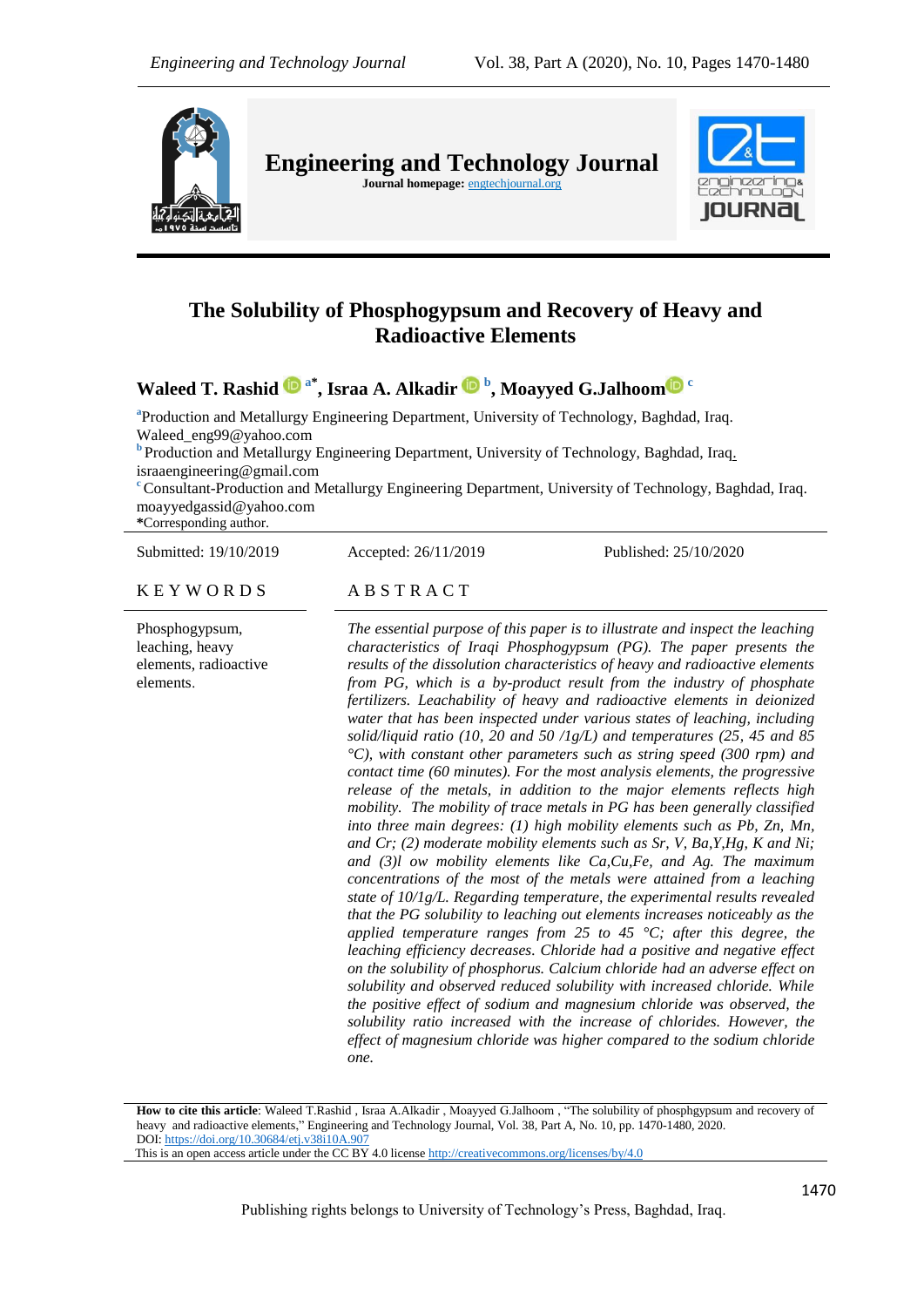Engineering and Technology Journal

Journal homepage: engtechjournal.org

# The Solubility of Phosphogypsum and Recovery of Heavy and Radioactive Elements

**Waleed T. Rashid [a*], Israa A. Alkadir [b], Moayyed G.Jalhoom [c]**

[a] Production and Metallurgy Engineering Department, University of Technology, Baghdad, Iraq. Waleed_eng99@yahoo.com

[b] Production and Metallurgy Engineering Department, University of Technology, Baghdad, Iraq. israaengineering@gmail.com

[c] Consultant-Production and Metallurgy Engineering Department, University of Technology, Baghdad, Iraq. moayyedgassid@yahoo.com

*Corresponding author.

Submitted: 19/10/2019 Accepted: 26/11/2019 Published: 25/10/2020

**KEYWORDS**

Phosphogypsum, leaching, heavy elements, radioactive elements.

**ABSTRACT**

*The essential purpose of this paper is to illustrate and inspect the leaching characteristics of Iraqi Phosphogypsum (PG). The paper presents the results of the dissolution characteristics of heavy and radioactive elements from PG, which is a by-product result from the industry of phosphate fertilizers. Leachability of heavy and radioactive elements in deionized water that has been inspected under various states of leaching, including solid/liquid ratio (10, 20 and 50 /1g/L) and temperatures (25, 45 and 85 °C), with constant other parameters such as string speed (300 rpm) and contact time (60 minutes). For the most analysis elements, the progressive release of the metals, in addition to the major elements reflects high mobility. The mobility of trace metals in PG has been generally classified into three main degrees: (1) high mobility elements such as Pb, Zn, Mn, and Cr; (2) moderate mobility elements such as Sr, V, Ba,Y,Hg, K and Ni; and (3)l ow mobility elements like Ca,Cu,Fe, and Ag. The maximum concentrations of the most of the metals were attained from a leaching state of 10/1g/L. Regarding temperature, the experimental results revealed that the PG solubility to leaching out elements increases noticeably as the applied temperature ranges from 25 to 45 °C; after this degree, the leaching efficiency decreases. Chloride had a positive and negative effect on the solubility of phosphorus. Calcium chloride had an adverse effect on solubility and observed reduced solubility with increased chloride. While the positive effect of sodium and magnesium chloride was observed, the solubility ratio increased with the increase of chlorides. However, the effect of magnesium chloride was higher compared to the sodium chloride one.*

**How to cite this article**: Waleed T.Rashid , Israa A.Alkadir , Moayyed G.Jalhoom , "The solubility of phosphgypsum and recovery of heavy and radioactive elements," Engineering and Technology Journal, Vol. 38, Part A, No. 10, pp. 1470-1480, 2020.
DOI: https://doi.org/10.30684/etj.v38i10A.907
This is an open access article under the CC BY 4.0 license http://creativecommons.org/licenses/by/4.0

Publishing rights belongs to University of Technology's Press, Baghdad, Iraq.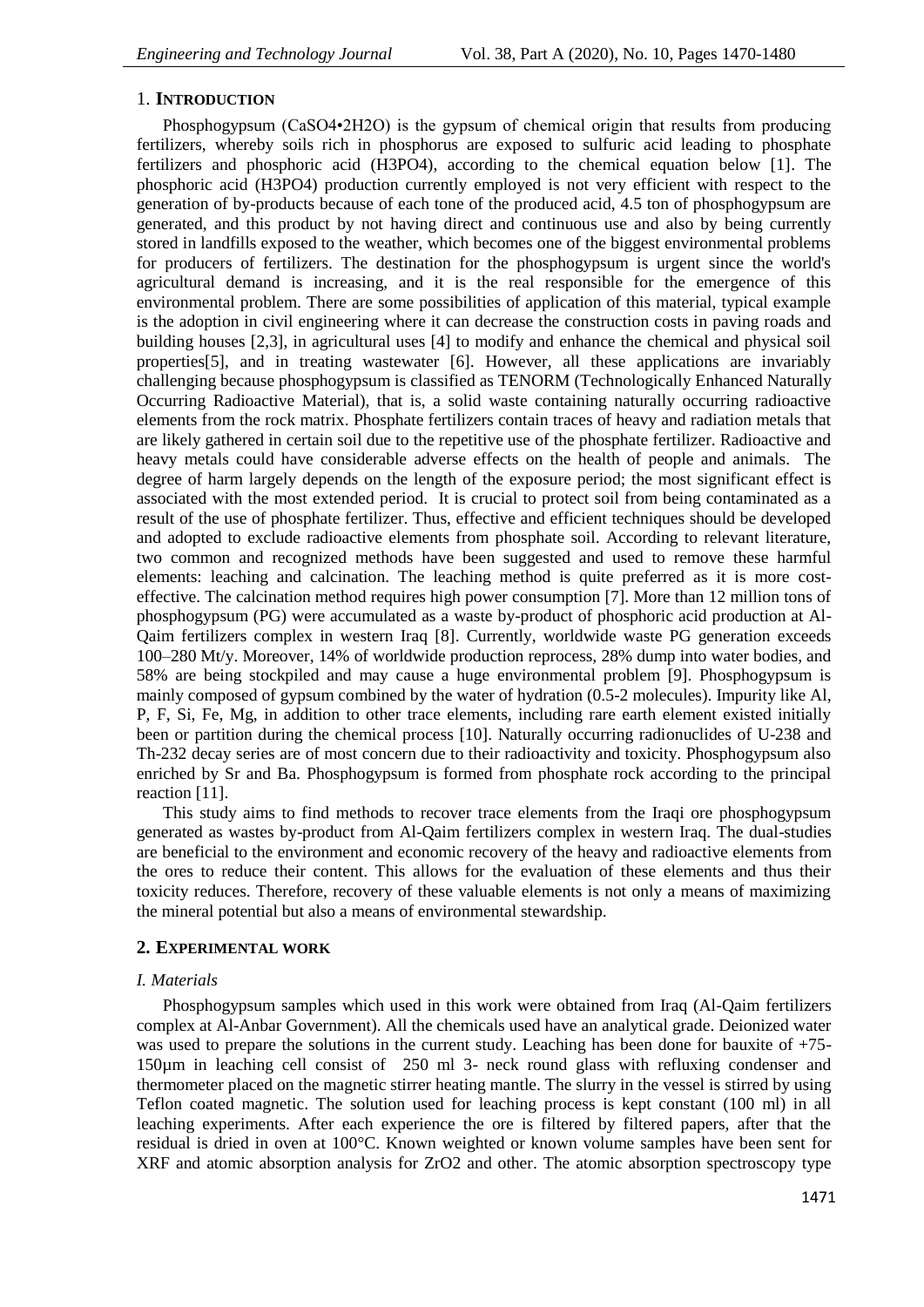## 1. INTRODUCTION

Phosphogypsum ($CaSO_4 \cdot 2H_2O$) is the gypsum of chemical origin that results from producing fertilizers, whereby soils rich in phosphorus are exposed to sulfuric acid leading to phosphate fertilizers and phosphoric acid ($H_3PO_4$), according to the chemical equation below [1]. The phosphoric acid ($H_3PO_4$) production currently employed is not very efficient with respect to the generation of by-products because of each tone of the produced acid, 4.5 ton of phosphogypsum are generated, and this product by not having direct and continuous use and also by being currently stored in landfills exposed to the weather, which becomes one of the biggest environmental problems for producers of fertilizers. The destination for the phosphogypsum is urgent since the world's agricultural demand is increasing, and it is the real responsible for the emergence of this environmental problem. There are some possibilities of application of this material, typical example is the adoption in civil engineering where it can decrease the construction costs in paving roads and building houses [2,3], in agricultural uses [4] to modify and enhance the chemical and physical soil properties[5], and in treating wastewater [6]. However, all these applications are invariably challenging because phosphogypsum is classified as TENORM (Technologically Enhanced Naturally Occurring Radioactive Material), that is, a solid waste containing naturally occurring radioactive elements from the rock matrix. Phosphate fertilizers contain traces of heavy and radiation metals that are likely gathered in certain soil due to the repetitive use of the phosphate fertilizer. Radioactive and heavy metals could have considerable adverse effects on the health of people and animals. The degree of harm largely depends on the length of the exposure period; the most significant effect is associated with the most extended period. It is crucial to protect soil from being contaminated as a result of the use of phosphate fertilizer. Thus, effective and efficient techniques should be developed and adopted to exclude radioactive elements from phosphate soil. According to relevant literature, two common and recognized methods have been suggested and used to remove these harmful elements: leaching and calcination. The leaching method is quite preferred as it is more cost-effective. The calcination method requires high power consumption [7]. More than 12 million tons of phosphogypsum (PG) were accumulated as a waste by-product of phosphoric acid production at Al-Qaim fertilizers complex in western Iraq [8]. Currently, worldwide waste PG generation exceeds 100–280 Mt/y. Moreover, 14% of worldwide production reprocess, 28% dump into water bodies, and 58% are being stockpiled and may cause a huge environmental problem [9]. Phosphogypsum is mainly composed of gypsum combined by the water of hydration (0.5-2 molecules). Impurity like Al, P, F, Si, Fe, Mg, in addition to other trace elements, including rare earth element existed initially been or partition during the chemical process [10]. Naturally occurring radionuclides of U-238 and Th-232 decay series are of most concern due to their radioactivity and toxicity. Phosphogypsum also enriched by Sr and Ba. Phosphogypsum is formed from phosphate rock according to the principal reaction [11].

This study aims to find methods to recover trace elements from the Iraqi ore phosphogypsum generated as wastes by-product from Al-Qaim fertilizers complex in western Iraq. The dual-studies are beneficial to the environment and economic recovery of the heavy and radioactive elements from the ores to reduce their content. This allows for the evaluation of these elements and thus their toxicity reduces. Therefore, recovery of these valuable elements is not only a means of maximizing the mineral potential but also a means of environmental stewardship.

## 2. EXPERIMENTAL WORK

### *I. Materials*

Phosphogypsum samples which used in this work were obtained from Iraq (Al-Qaim fertilizers complex at Al-Anbar Government). All the chemicals used have an analytical grade. Deionized water was used to prepare the solutions in the current study. Leaching has been done for bauxite of +75-150µm in leaching cell consist of 250 ml 3- neck round glass with refluxing condenser and thermometer placed on the magnetic stirrer heating mantle. The slurry in the vessel is stirred by using Teflon coated magnetic. The solution used for leaching process is kept constant (100 ml) in all leaching experiments. After each experience the ore is filtered by filtered papers, after that the residual is dried in oven at 100°C. Known weighted or known volume samples have been sent for XRF and atomic absorption analysis for $ZrO_2$ and other. The atomic absorption spectroscopy type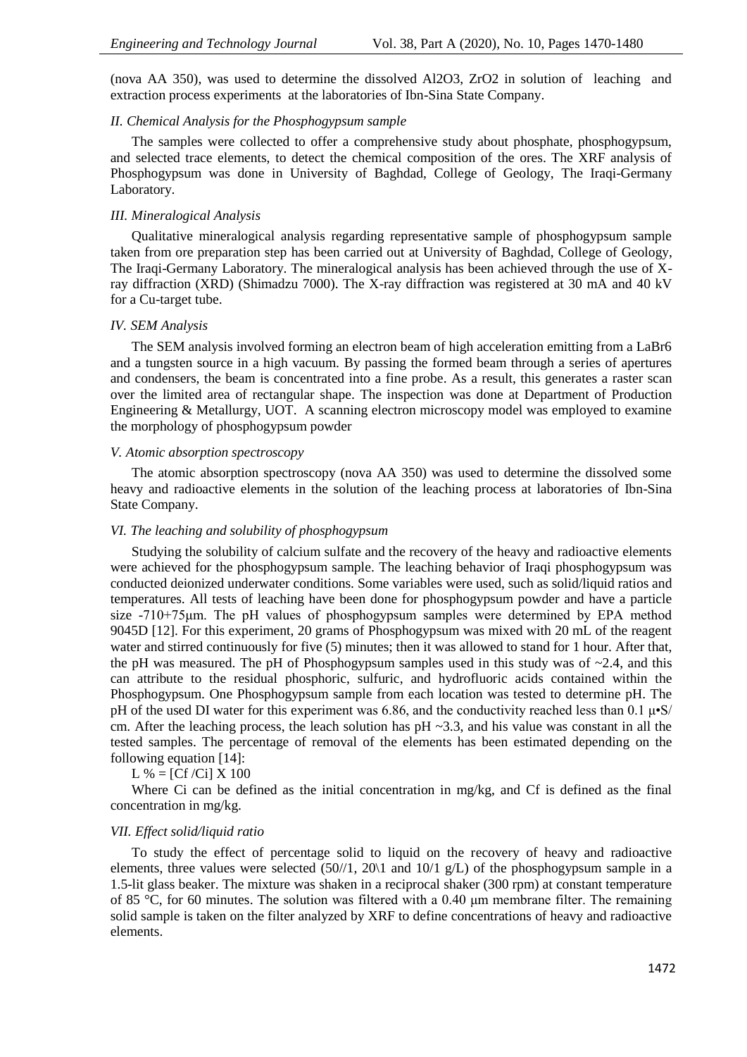(nova AA 350), was used to determine the dissolved $Al_2O_3$, $ZrO_2$ in solution of leaching and extraction process experiments at the laboratories of Ibn-Sina State Company.

### *II. Chemical Analysis for the Phosphogypsum sample*

The samples were collected to offer a comprehensive study about phosphate, phosphogypsum, and selected trace elements, to detect the chemical composition of the ores. The XRF analysis of Phosphogypsum was done in University of Baghdad, College of Geology, The Iraqi-Germany Laboratory.

### *III. Mineralogical Analysis*

Qualitative mineralogical analysis regarding representative sample of phosphogypsum sample taken from ore preparation step has been carried out at University of Baghdad, College of Geology, The Iraqi-Germany Laboratory. The mineralogical analysis has been achieved through the use of X-ray diffraction (XRD) (Shimadzu 7000). The X-ray diffraction was registered at 30 mA and 40 kV for a Cu-target tube.

### *IV. SEM Analysis*

The SEM analysis involved forming an electron beam of high acceleration emitting from a $LaBr_6$ and a tungsten source in a high vacuum. By passing the formed beam through a series of apertures and condensers, the beam is concentrated into a fine probe. As a result, this generates a raster scan over the limited area of rectangular shape. The inspection was done at Department of Production Engineering & Metallurgy, UOT. A scanning electron microscopy model was employed to examine the morphology of phosphogypsum powder

### *V. Atomic absorption spectroscopy*

The atomic absorption spectroscopy (nova AA 350) was used to determine the dissolved some heavy and radioactive elements in the solution of the leaching process at laboratories of Ibn-Sina State Company.

### *VI. The leaching and solubility of phosphogypsum*

Studying the solubility of calcium sulfate and the recovery of the heavy and radioactive elements were achieved for the phosphogypsum sample. The leaching behavior of Iraqi phosphogypsum was conducted deionized underwater conditions. Some variables were used, such as solid/liquid ratios and temperatures. All tests of leaching have been done for phosphogypsum powder and have a particle size -710+75μm. The pH values of phosphogypsum samples were determined by EPA method 9045D [12]. For this experiment, 20 grams of Phosphogypsum was mixed with 20 mL of the reagent water and stirred continuously for five (5) minutes; then it was allowed to stand for 1 hour. After that, the pH was measured. The pH of Phosphogypsum samples used in this study was of ~2.4, and this can attribute to the residual phosphoric, sulfuric, and hydrofluoric acids contained within the Phosphogypsum. One Phosphogypsum sample from each location was tested to determine pH. The pH of the used DI water for this experiment was 6.86, and the conductivity reached less than 0.1 μ•S/ cm. After the leaching process, the leach solution has pH ~3.3, and his value was constant in all the tested samples. The percentage of removal of the elements has been estimated depending on the following equation [14]:

$$L\ \% = [C_f / C_i] \times 100$$

Where Ci can be defined as the initial concentration in mg/kg, and Cf is defined as the final concentration in mg/kg.

### *VII. Effect solid/liquid ratio*

To study the effect of percentage solid to liquid on the recovery of heavy and radioactive elements, three values were selected (50//1, 20\1 and 10/1 g/L) of the phosphogypsum sample in a 1.5-lit glass beaker. The mixture was shaken in a reciprocal shaker (300 rpm) at constant temperature of 85 °C, for 60 minutes. The solution was filtered with a 0.40 μm membrane filter. The remaining solid sample is taken on the filter analyzed by XRF to define concentrations of heavy and radioactive elements.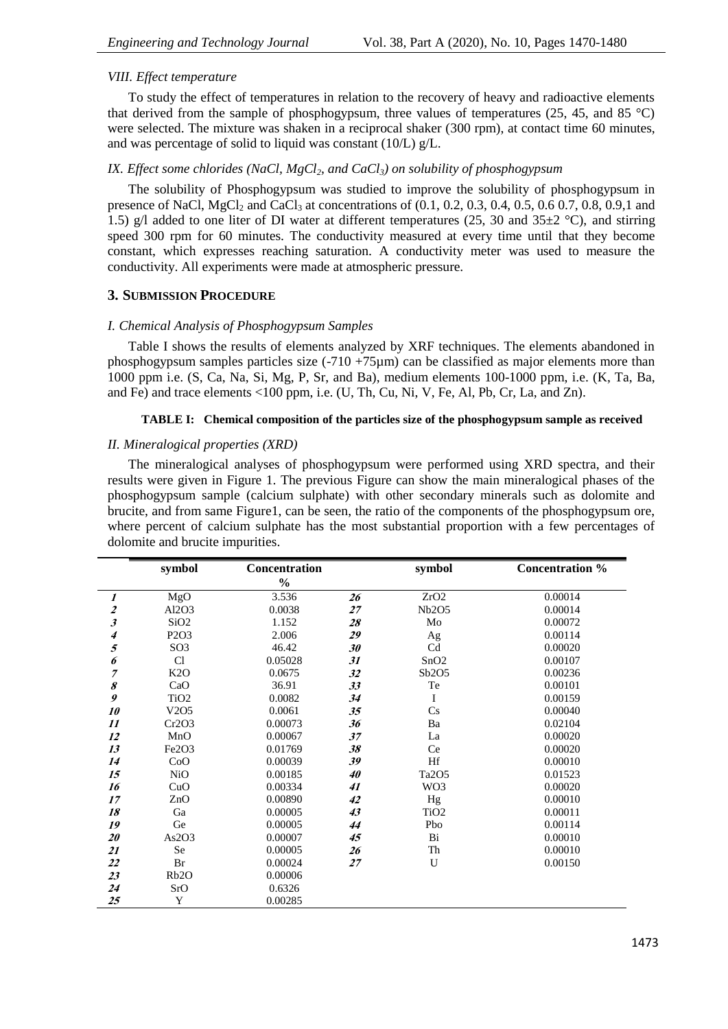*VIII. Effect temperature*

To study the effect of temperatures in relation to the recovery of heavy and radioactive elements that derived from the sample of phosphogypsum, three values of temperatures (25, 45, and 85 °C) were selected. The mixture was shaken in a reciprocal shaker (300 rpm), at contact time 60 minutes, and was percentage of solid to liquid was constant (10/L) g/L.

*IX. Effect some chlorides (NaCl, $MgCl_2$, and $CaCl_3$) on solubility of phosphogypsum*

The solubility of Phosphogypsum was studied to improve the solubility of phosphogypsum in presence of NaCl, $MgCl_2$ and $CaCl_3$ at concentrations of (0.1, 0.2, 0.3, 0.4, 0.5, 0.6 0.7, 0.8, 0.9,1 and 1.5) g/l added to one liter of DI water at different temperatures (25, 30 and 35±2 °C), and stirring speed 300 rpm for 60 minutes. The conductivity measured at every time until that they become constant, which expresses reaching saturation. A conductivity meter was used to measure the conductivity. All experiments were made at atmospheric pressure.

## 3. Submission Procedure

*I. Chemical Analysis of Phosphogypsum Samples*

Table I shows the results of elements analyzed by XRF techniques. The elements abandoned in phosphogypsum samples particles size (-710 +75µm) can be classified as major elements more than 1000 ppm i.e. (S, Ca, Na, Si, Mg, P, Sr, and Ba), medium elements 100-1000 ppm, i.e. (K, Ta, Ba, and Fe) and trace elements <100 ppm, i.e. (U, Th, Cu, Ni, V, Fe, Al, Pb, Cr, La, and Zn).

**TABLE I: Chemical composition of the particles size of the phosphogypsum sample as received**

*II. Mineralogical properties (XRD)*

The mineralogical analyses of phosphogypsum were performed using XRD spectra, and their results were given in Figure 1. The previous Figure can show the main mineralogical phases of the phosphogypsum sample (calcium sulphate) with other secondary minerals such as dolomite and brucite, and from same Figure1, can be seen, the ratio of the components of the phosphogypsum ore, where percent of calcium sulphate has the most substantial proportion with a few percentages of dolomite and brucite impurities.

| | symbol | Concentration % | | symbol | Concentration % |
|---|---|---|---|---|---|
| *1* | MgO | 3.536 | *26* | ZrO2 | 0.00014 |
| *2* | Al2O3 | 0.0038 | *27* | Nb2O5 | 0.00014 |
| *3* | SiO2 | 1.152 | *28* | Mo | 0.00072 |
| *4* | P2O3 | 2.006 | *29* | Ag | 0.00114 |
| *5* | SO3 | 46.42 | *30* | Cd | 0.00020 |
| *6* | Cl | 0.05028 | *31* | SnO2 | 0.00107 |
| *7* | K2O | 0.0675 | *32* | Sb2O5 | 0.00236 |
| *8* | CaO | 36.91 | *33* | Te | 0.00101 |
| *9* | TiO2 | 0.0082 | *34* | I | 0.00159 |
| *10* | V2O5 | 0.0061 | *35* | Cs | 0.00040 |
| *11* | Cr2O3 | 0.00073 | *36* | Ba | 0.02104 |
| *12* | MnO | 0.00067 | *37* | La | 0.00020 |
| *13* | Fe2O3 | 0.01769 | *38* | Ce | 0.00020 |
| *14* | CoO | 0.00039 | *39* | Hf | 0.00010 |
| *15* | NiO | 0.00185 | *40* | Ta2O5 | 0.01523 |
| *16* | CuO | 0.00334 | *41* | WO3 | 0.00020 |
| *17* | ZnO | 0.00890 | *42* | Hg | 0.00010 |
| *18* | Ga | 0.00005 | *43* | TiO2 | 0.00011 |
| *19* | Ge | 0.00005 | *44* | Pbo | 0.00114 |
| *20* | As2O3 | 0.00007 | *45* | Bi | 0.00010 |
| *21* | Se | 0.00005 | *26* | Th | 0.00010 |
| *22* | Br | 0.00024 | *27* | U | 0.00150 |
| *23* | Rb2O | 0.00006 | | | |
| *24* | SrO | 0.6326 | | | |
| *25* | Y | 0.00285 | | | |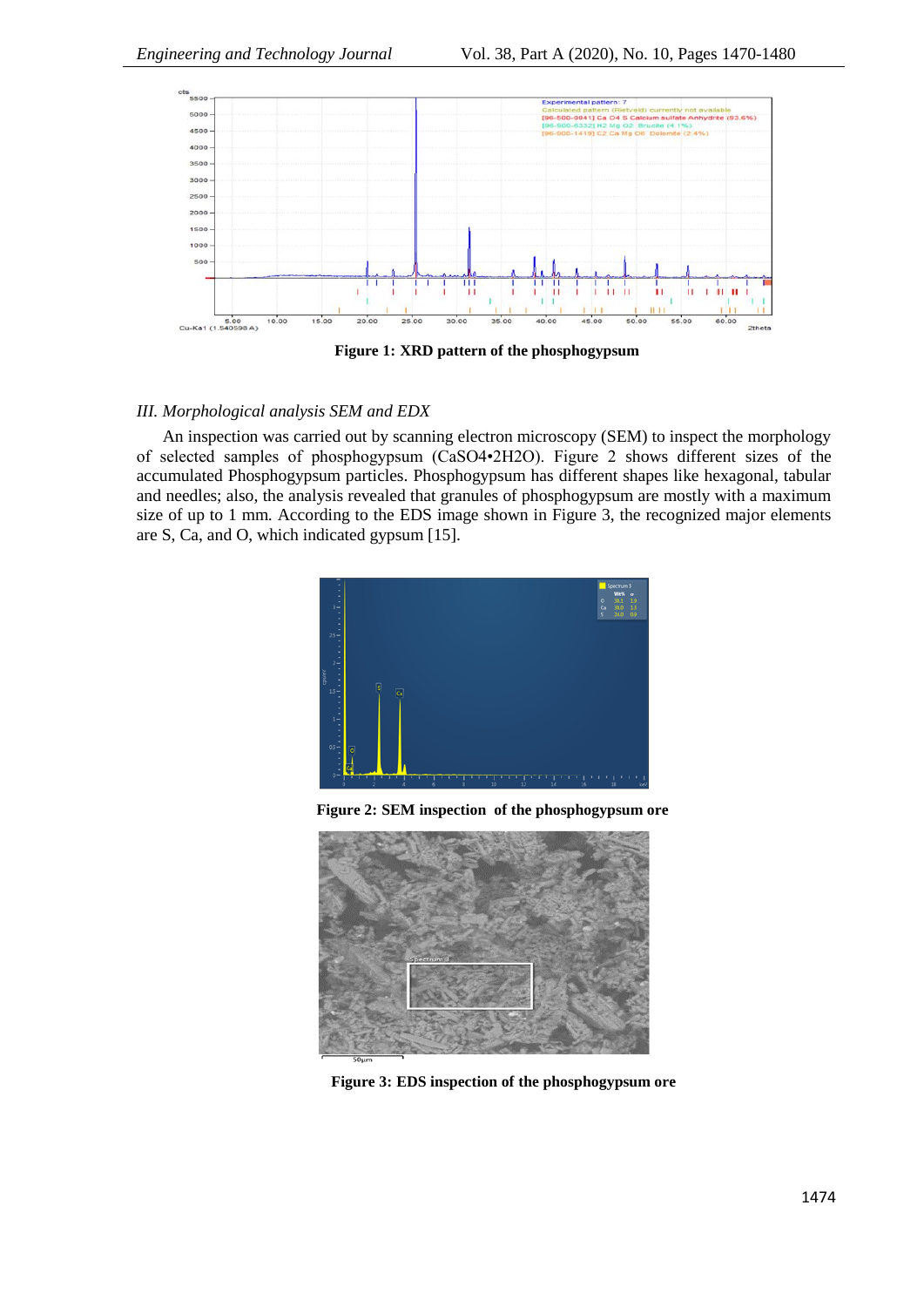Figure 1: XRD pattern of the phosphogypsum

*III. Morphological analysis SEM and EDX*

An inspection was carried out by scanning electron microscopy (SEM) to inspect the morphology of selected samples of phosphogypsum ($CaSO_4 \cdot 2H_2O$). Figure 2 shows different sizes of the accumulated Phosphogypsum particles. Phosphogypsum has different shapes like hexagonal, tabular and needles; also, the analysis revealed that granules of phosphogypsum are mostly with a maximum size of up to 1 mm. According to the EDS image shown in Figure 3, the recognized major elements are S, Ca, and O, which indicated gypsum [15].

**Figure 2: SEM inspection of the phosphogypsum ore**

**Figure 3: EDS inspection of the phosphogypsum ore**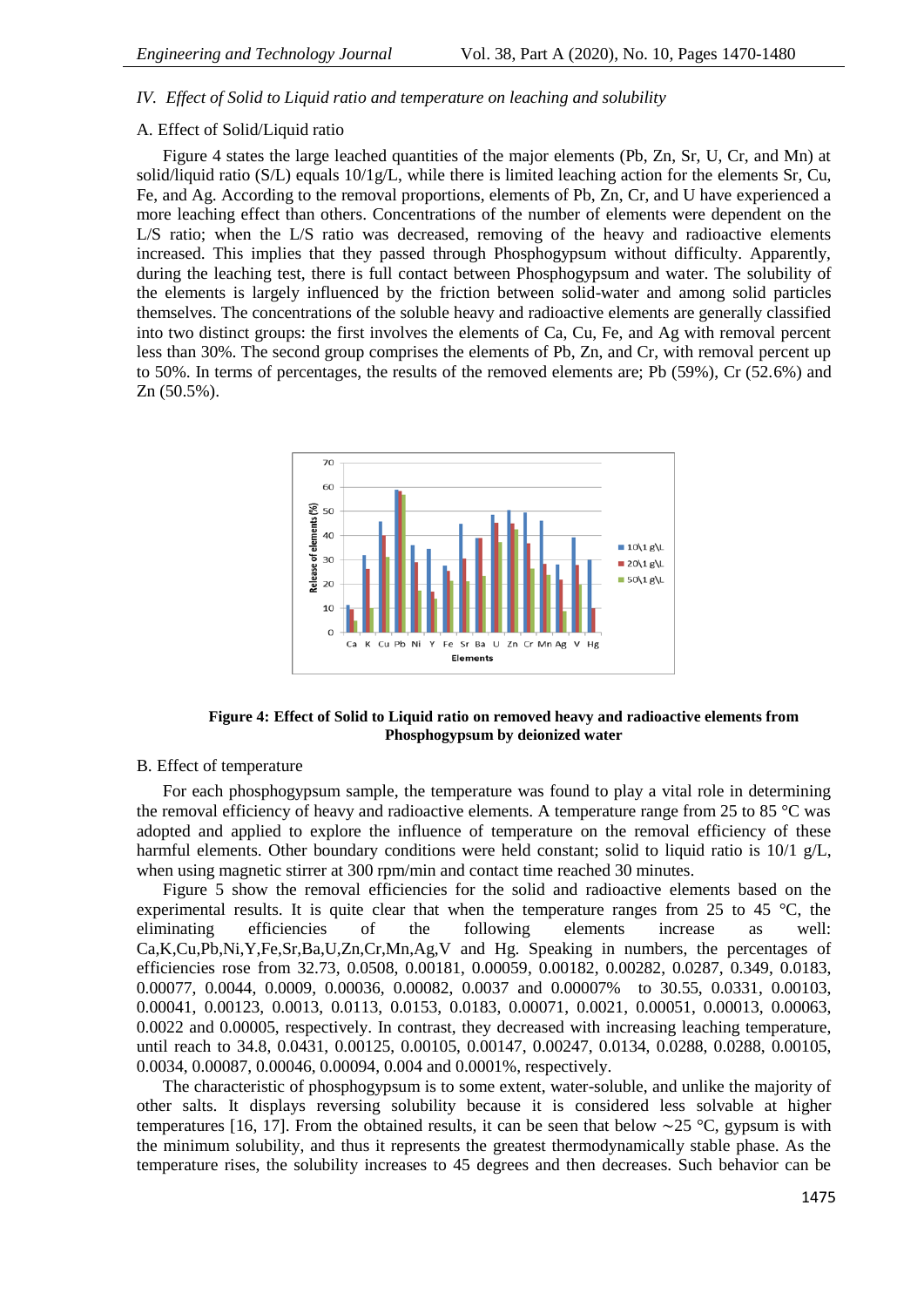*IV. Effect of Solid to Liquid ratio and temperature on leaching and solubility*

A. Effect of Solid/Liquid ratio

Figure 4 states the large leached quantities of the major elements (Pb, Zn, Sr, U, Cr, and Mn) at solid/liquid ratio (S/L) equals 10/1g/L, while there is limited leaching action for the elements Sr, Cu, Fe, and Ag. According to the removal proportions, elements of Pb, Zn, Cr, and U have experienced a more leaching effect than others. Concentrations of the number of elements were dependent on the L/S ratio; when the L/S ratio was decreased, removing of the heavy and radioactive elements increased. This implies that they passed through Phosphogypsum without difficulty. Apparently, during the leaching test, there is full contact between Phosphogypsum and water. The solubility of the elements is largely influenced by the friction between solid-water and among solid particles themselves. The concentrations of the soluble heavy and radioactive elements are generally classified into two distinct groups: the first involves the elements of Ca, Cu, Fe, and Ag with removal percent less than 30%. The second group comprises the elements of Pb, Zn, and Cr, with removal percent up to 50%. In terms of percentages, the results of the removed elements are; Pb (59%), Cr (52.6%) and Zn (50.5%).

**Figure 4: Effect of Solid to Liquid ratio on removed heavy and radioactive elements from Phosphogypsum by deionized water**

B. Effect of temperature

For each phosphogypsum sample, the temperature was found to play a vital role in determining the removal efficiency of heavy and radioactive elements. A temperature range from 25 to 85 °C was adopted and applied to explore the influence of temperature on the removal efficiency of these harmful elements. Other boundary conditions were held constant; solid to liquid ratio is 10/1 g/L, when using magnetic stirrer at 300 rpm/min and contact time reached 30 minutes.

Figure 5 show the removal efficiencies for the solid and radioactive elements based on the experimental results. It is quite clear that when the temperature ranges from 25 to 45 °C, the eliminating efficiencies of the following elements increase as well: Ca,K,Cu,Pb,Ni,Y,Fe,Sr,Ba,U,Zn,Cr,Mn,Ag,V and Hg. Speaking in numbers, the percentages of efficiencies rose from 32.73, 0.0508, 0.00181, 0.00059, 0.00182, 0.00282, 0.0287, 0.349, 0.0183, 0.00077, 0.0044, 0.0009, 0.00036, 0.00082, 0.0037 and 0.00007% to 30.55, 0.0331, 0.00103, 0.00041, 0.00123, 0.0013, 0.0113, 0.0153, 0.0183, 0.00071, 0.0021, 0.00051, 0.00013, 0.00063, 0.0022 and 0.00005, respectively. In contrast, they decreased with increasing leaching temperature, until reach to 34.8, 0.0431, 0.00125, 0.00105, 0.00147, 0.00247, 0.0134, 0.0288, 0.0288, 0.00105, 0.0034, 0.00087, 0.00046, 0.00094, 0.004 and 0.0001%, respectively.

The characteristic of phosphogypsum is to some extent, water-soluble, and unlike the majority of other salts. It displays reversing solubility because it is considered less solvable at higher temperatures [16, 17]. From the obtained results, it can be seen that below ∼25 °C, gypsum is with the minimum solubility, and thus it represents the greatest thermodynamically stable phase. As the temperature rises, the solubility increases to 45 degrees and then decreases. Such behavior can be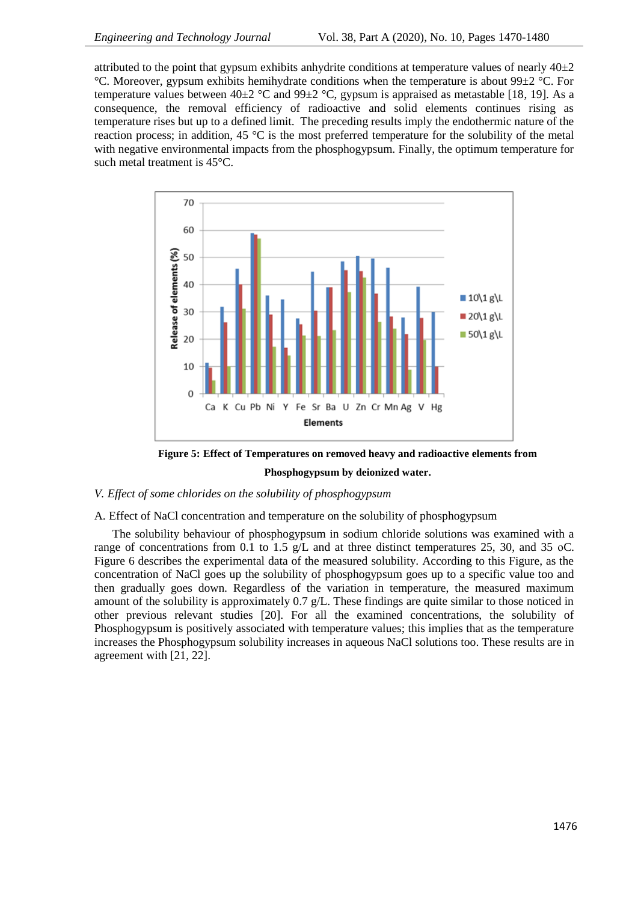attributed to the point that gypsum exhibits anhydrite conditions at temperature values of nearly 40±2 °C. Moreover, gypsum exhibits hemihydrate conditions when the temperature is about 99±2 °C. For temperature values between 40±2 °C and 99±2 °C, gypsum is appraised as metastable [18, 19]. As a consequence, the removal efficiency of radioactive and solid elements continues rising as temperature rises but up to a defined limit. The preceding results imply the endothermic nature of the reaction process; in addition, 45 °C is the most preferred temperature for the solubility of the metal with negative environmental impacts from the phosphogypsum. Finally, the optimum temperature for such metal treatment is 45°C.

**Figure 5: Effect of Temperatures on removed heavy and radioactive elements from Phosphogypsum by deionized water.**

*V. Effect of some chlorides on the solubility of phosphogypsum*

A. Effect of NaCl concentration and temperature on the solubility of phosphogypsum

The solubility behaviour of phosphogypsum in sodium chloride solutions was examined with a range of concentrations from 0.1 to 1.5 g/L and at three distinct temperatures 25, 30, and 35 oC. Figure 6 describes the experimental data of the measured solubility. According to this Figure, as the concentration of NaCl goes up the solubility of phosphogypsum goes up to a specific value too and then gradually goes down. Regardless of the variation in temperature, the measured maximum amount of the solubility is approximately 0.7 g/L. These findings are quite similar to those noticed in other previous relevant studies [20]. For all the examined concentrations, the solubility of Phosphogypsum is positively associated with temperature values; this implies that as the temperature increases the Phosphogypsum solubility increases in aqueous NaCl solutions too. These results are in agreement with [21, 22].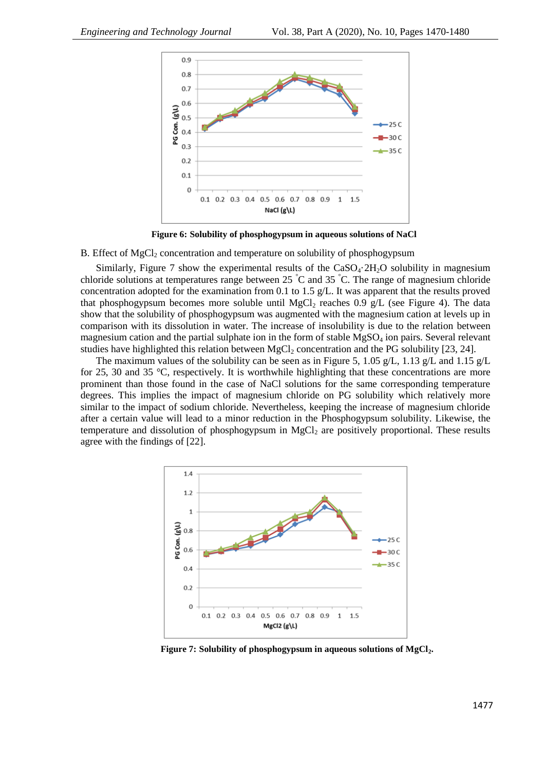**Figure 6: Solubility of phosphogypsum in aqueous solutions of NaCl**

B. Effect of $MgCl_2$ concentration and temperature on solubility of phosphogypsum

Similarly, Figure 7 show the experimental results of the $CaSO_4 \cdot 2H_2O$ solubility in magnesium chloride solutions at temperatures range between 25 °C and 35 °C. The range of magnesium chloride concentration adopted for the examination from 0.1 to 1.5 g/L. It was apparent that the results proved that phosphogypsum becomes more soluble until $MgCl_2$ reaches 0.9 g/L (see Figure 4). The data show that the solubility of phosphogypsum was augmented with the magnesium cation at levels up in comparison with its dissolution in water. The increase of insolubility is due to the relation between magnesium cation and the partial sulphate ion in the form of stable $MgSO_4$ ion pairs. Several relevant studies have highlighted this relation between $MgCl_2$ concentration and the PG solubility [23, 24].

The maximum values of the solubility can be seen as in Figure 5, 1.05 g/L, 1.13 g/L and 1.15 g/L for 25, 30 and 35 °C, respectively. It is worthwhile highlighting that these concentrations are more prominent than those found in the case of NaCl solutions for the same corresponding temperature degrees. This implies the impact of magnesium chloride on PG solubility which relatively more similar to the impact of sodium chloride. Nevertheless, keeping the increase of magnesium chloride after a certain value will lead to a minor reduction in the Phosphogypsum solubility. Likewise, the temperature and dissolution of phosphogypsum in $MgCl_2$ are positively proportional. These results agree with the findings of [22].

**Figure 7: Solubility of phosphogypsum in aqueous solutions of $MgCl_2$.**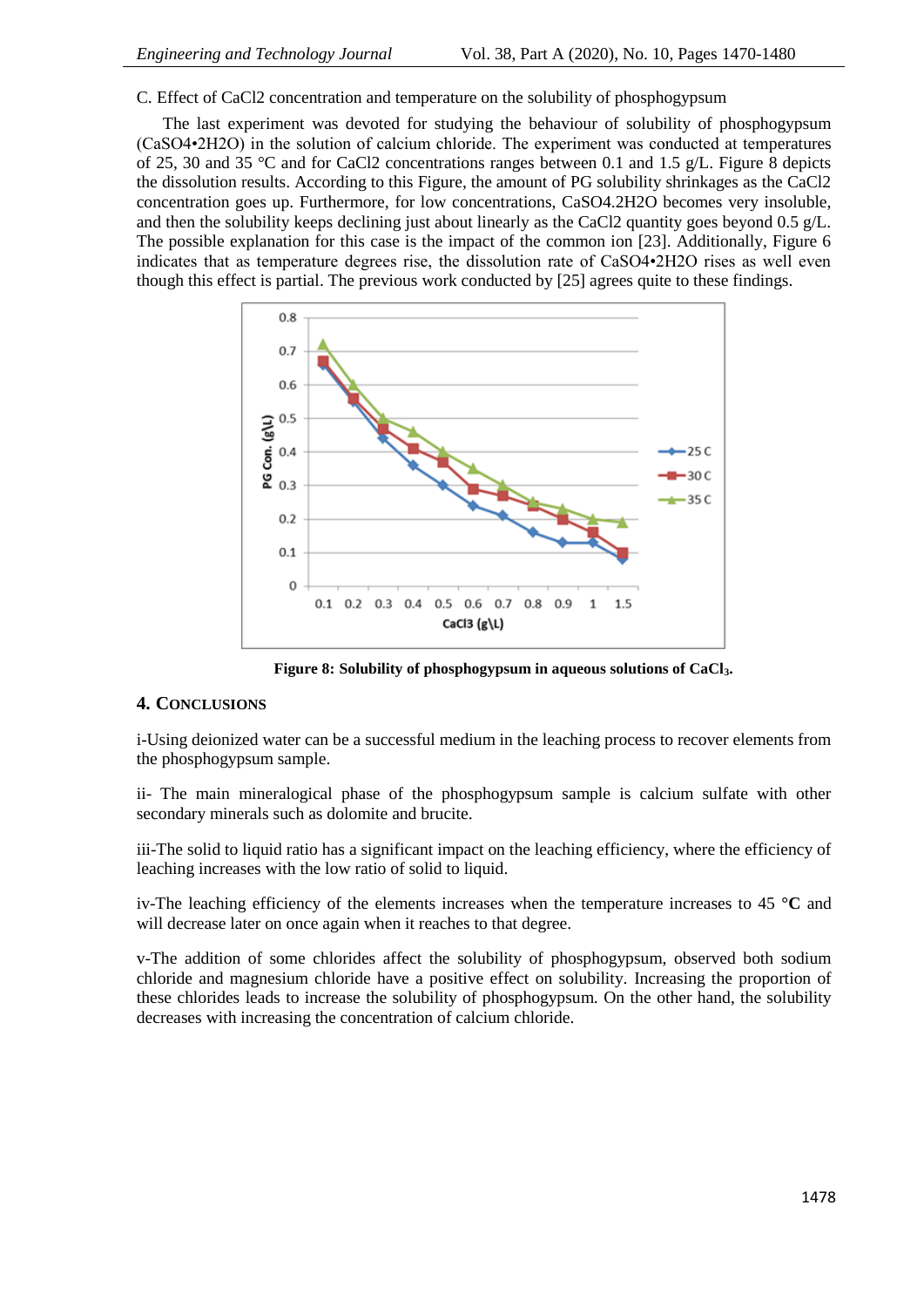C. Effect of CaCl2 concentration and temperature on the solubility of phosphogypsum

The last experiment was devoted for studying the behaviour of solubility of phosphogypsum ($CaSO_4 \cdot 2H_2O$) in the solution of calcium chloride. The experiment was conducted at temperatures of 25, 30 and 35 °C and for CaCl2 concentrations ranges between 0.1 and 1.5 g/L. Figure 8 depicts the dissolution results. According to this Figure, the amount of PG solubility shrinkages as the CaCl2 concentration goes up. Furthermore, for low concentrations, CaSO4.2H2O becomes very insoluble, and then the solubility keeps declining just about linearly as the CaCl2 quantity goes beyond 0.5 g/L. The possible explanation for this case is the impact of the common ion [23]. Additionally, Figure 6 indicates that as temperature degrees rise, the dissolution rate of $CaSO_4 \cdot 2H_2O$ rises as well even though this effect is partial. The previous work conducted by [25] agrees quite to these findings.

**Figure 8: Solubility of phosphogypsum in aqueous solutions of $CaCl_3$.**

## 4. Conclusions

i-Using deionized water can be a successful medium in the leaching process to recover elements from the phosphogypsum sample.

ii- The main mineralogical phase of the phosphogypsum sample is calcium sulfate with other secondary minerals such as dolomite and brucite.

iii-The solid to liquid ratio has a significant impact on the leaching efficiency, where the efficiency of leaching increases with the low ratio of solid to liquid.

iv-The leaching efficiency of the elements increases when the temperature increases to 45 **°C** and will decrease later on once again when it reaches to that degree.

v-The addition of some chlorides affect the solubility of phosphogypsum, observed both sodium chloride and magnesium chloride have a positive effect on solubility. Increasing the proportion of these chlorides leads to increase the solubility of phosphogypsum. On the other hand, the solubility decreases with increasing the concentration of calcium chloride.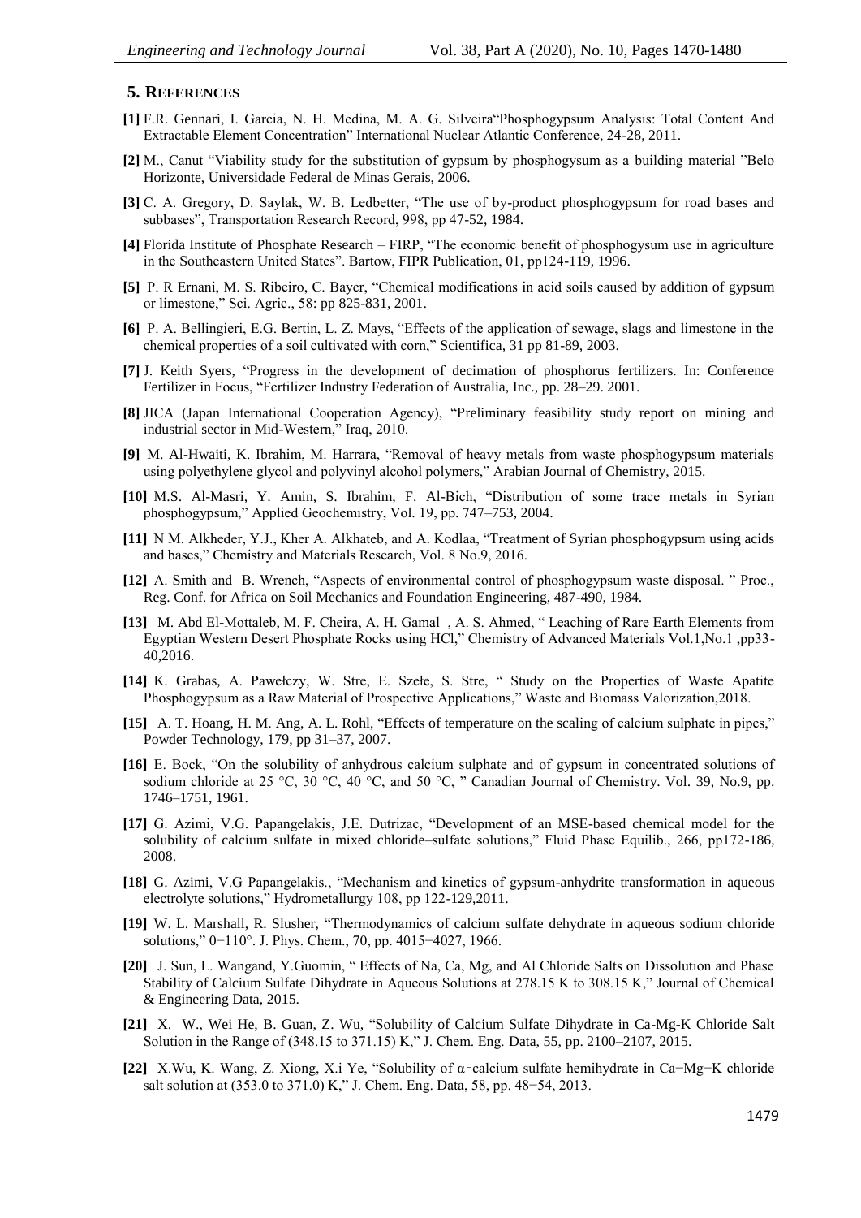## 5. REFERENCES

**[1]** F.R. Gennari, I. Garcia, N. H. Medina, M. A. G. Silveira"Phosphogypsum Analysis: Total Content And Extractable Element Concentration" International Nuclear Atlantic Conference, 24-28, 2011.

**[2]** M., Canut "Viability study for the substitution of gypsum by phosphogysum as a building material "Belo Horizonte, Universidade Federal de Minas Gerais, 2006.

**[3]** C. A. Gregory, D. Saylak, W. B. Ledbetter, "The use of by-product phosphogypsum for road bases and subbases", Transportation Research Record, 998, pp 47-52, 1984.

**[4]** Florida Institute of Phosphate Research – FIRP, "The economic benefit of phosphogysum use in agriculture in the Southeastern United States". Bartow, FIPR Publication, 01, pp124-119, 1996.

**[5]** P. R Ernani, M. S. Ribeiro, C. Bayer, "Chemical modifications in acid soils caused by addition of gypsum or limestone," Sci. Agric., 58: pp 825-831, 2001.

**[6]** P. A. Bellingieri, E.G. Bertin, L. Z. Mays, "Effects of the application of sewage, slags and limestone in the chemical properties of a soil cultivated with corn," Scientifica, 31 pp 81-89, 2003.

**[7]** J. Keith Syers, "Progress in the development of decimation of phosphorus fertilizers. In: Conference Fertilizer in Focus, "Fertilizer Industry Federation of Australia, Inc., pp. 28–29. 2001.

**[8]** JICA (Japan International Cooperation Agency), "Preliminary feasibility study report on mining and industrial sector in Mid-Western," Iraq, 2010.

**[9]** M. Al-Hwaiti, K. Ibrahim, M. Harrara, "Removal of heavy metals from waste phosphogypsum materials using polyethylene glycol and polyvinyl alcohol polymers," Arabian Journal of Chemistry, 2015.

**[10]** M.S. Al-Masri, Y. Amin, S. Ibrahim, F. Al-Bich, "Distribution of some trace metals in Syrian phosphogypsum," Applied Geochemistry, Vol. 19, pp. 747–753, 2004.

**[11]** N M. Alkheder, Y.J., Kher A. Alkhateb, and A. Kodlaa, "Treatment of Syrian phosphogypsum using acids and bases," Chemistry and Materials Research, Vol. 8 No.9, 2016.

**[12]** A. Smith and B. Wrench, "Aspects of environmental control of phosphogypsum waste disposal. " Proc., Reg. Conf. for Africa on Soil Mechanics and Foundation Engineering, 487-490, 1984.

**[13]** M. Abd El-Mottaleb, M. F. Cheira, A. H. Gamal , A. S. Ahmed, " Leaching of Rare Earth Elements from Egyptian Western Desert Phosphate Rocks using HCl," Chemistry of Advanced Materials Vol.1,No.1 ,pp33-40,2016.

**[14]** K. Grabas, A. Pawełczy, W. Stre, E. Szełe, S. Stre, " Study on the Properties of Waste Apatite Phosphogypsum as a Raw Material of Prospective Applications," Waste and Biomass Valorization,2018.

**[15]** A. T. Hoang, H. M. Ang, A. L. Rohl, "Effects of temperature on the scaling of calcium sulphate in pipes," Powder Technology, 179, pp 31–37, 2007.

**[16]** E. Bock, "On the solubility of anhydrous calcium sulphate and of gypsum in concentrated solutions of sodium chloride at 25 °C, 30 °C, 40 °C, and 50 °C, " Canadian Journal of Chemistry. Vol. 39, No.9, pp. 1746–1751, 1961.

**[17]** G. Azimi, V.G. Papangelakis, J.E. Dutrizac, "Development of an MSE-based chemical model for the solubility of calcium sulfate in mixed chloride–sulfate solutions," Fluid Phase Equilib., 266, pp172-186, 2008.

**[18]** G. Azimi, V.G Papangelakis., "Mechanism and kinetics of gypsum-anhydrite transformation in aqueous electrolyte solutions," Hydrometallurgy 108, pp 122-129,2011.

**[19]** W. L. Marshall, R. Slusher, "Thermodynamics of calcium sulfate dehydrate in aqueous sodium chloride solutions," 0−110°. J. Phys. Chem., 70, pp. 4015−4027, 1966.

**[20]** J. Sun, L. Wangand, Y.Guomin, " Effects of Na, Ca, Mg, and Al Chloride Salts on Dissolution and Phase Stability of Calcium Sulfate Dihydrate in Aqueous Solutions at 278.15 K to 308.15 K," Journal of Chemical & Engineering Data, 2015.

**[21]** X. W., Wei He, B. Guan, Z. Wu, "Solubility of Calcium Sulfate Dihydrate in Ca-Mg-K Chloride Salt Solution in the Range of (348.15 to 371.15) K," J. Chem. Eng. Data, 55, pp. 2100–2107, 2015.

**[22]** X.Wu, K. Wang, Z. Xiong, X.i Ye, "Solubility of α-calcium sulfate hemihydrate in Ca−Mg−K chloride salt solution at (353.0 to 371.0) K," J. Chem. Eng. Data, 58, pp. 48−54, 2013.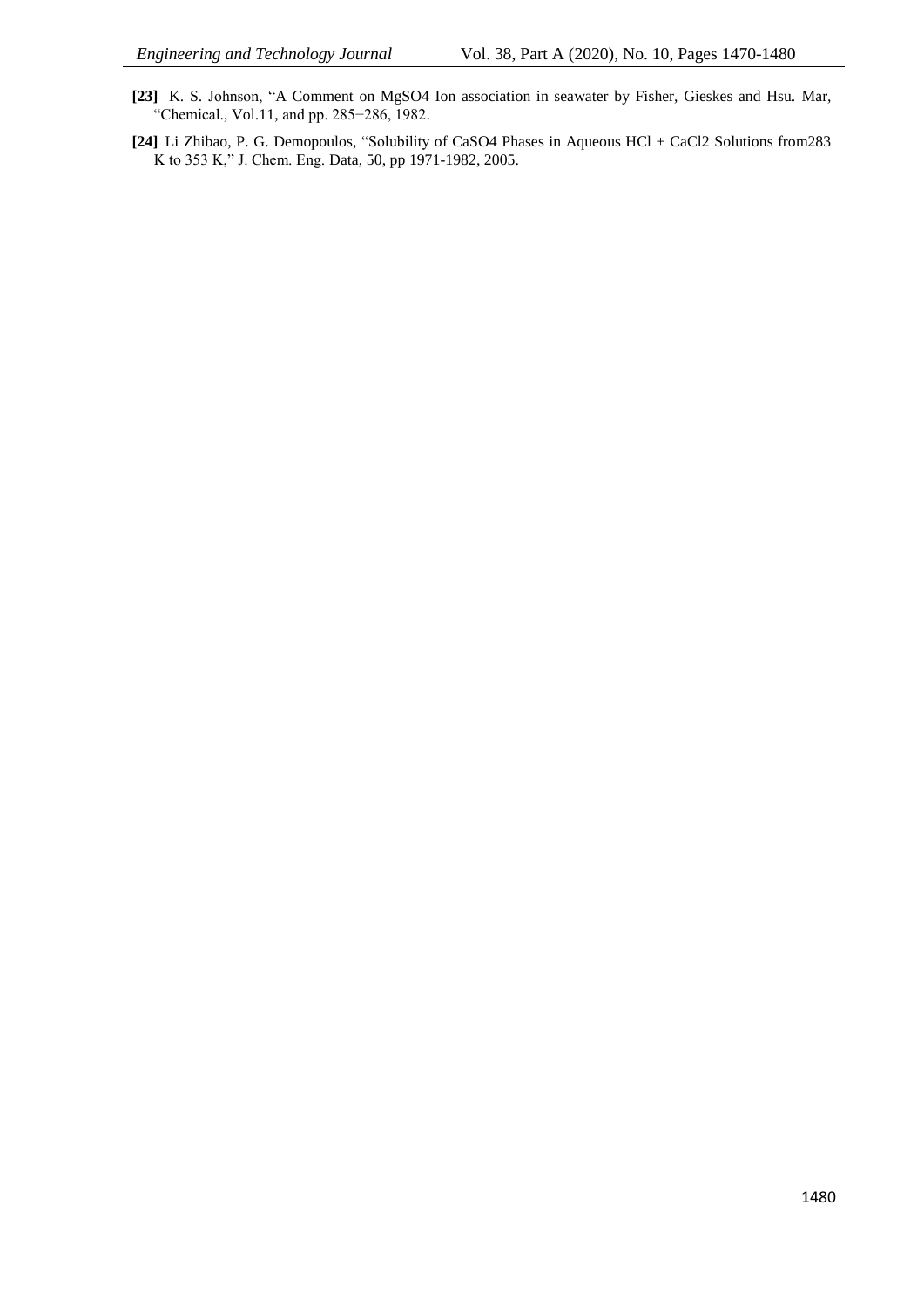**[23]** K. S. Johnson, "A Comment on $MgSO_4$ Ion association in seawater by Fisher, Gieskes and Hsu. Mar, "Chemical., Vol.11, and pp. 285−286, 1982.

**[24]** Li Zhibao, P. G. Demopoulos, "Solubility of $CaSO_4$ Phases in Aqueous HCl + $CaCl_2$ Solutions from283 K to 353 K," J. Chem. Eng. Data, 50, pp 1971-1982, 2005.